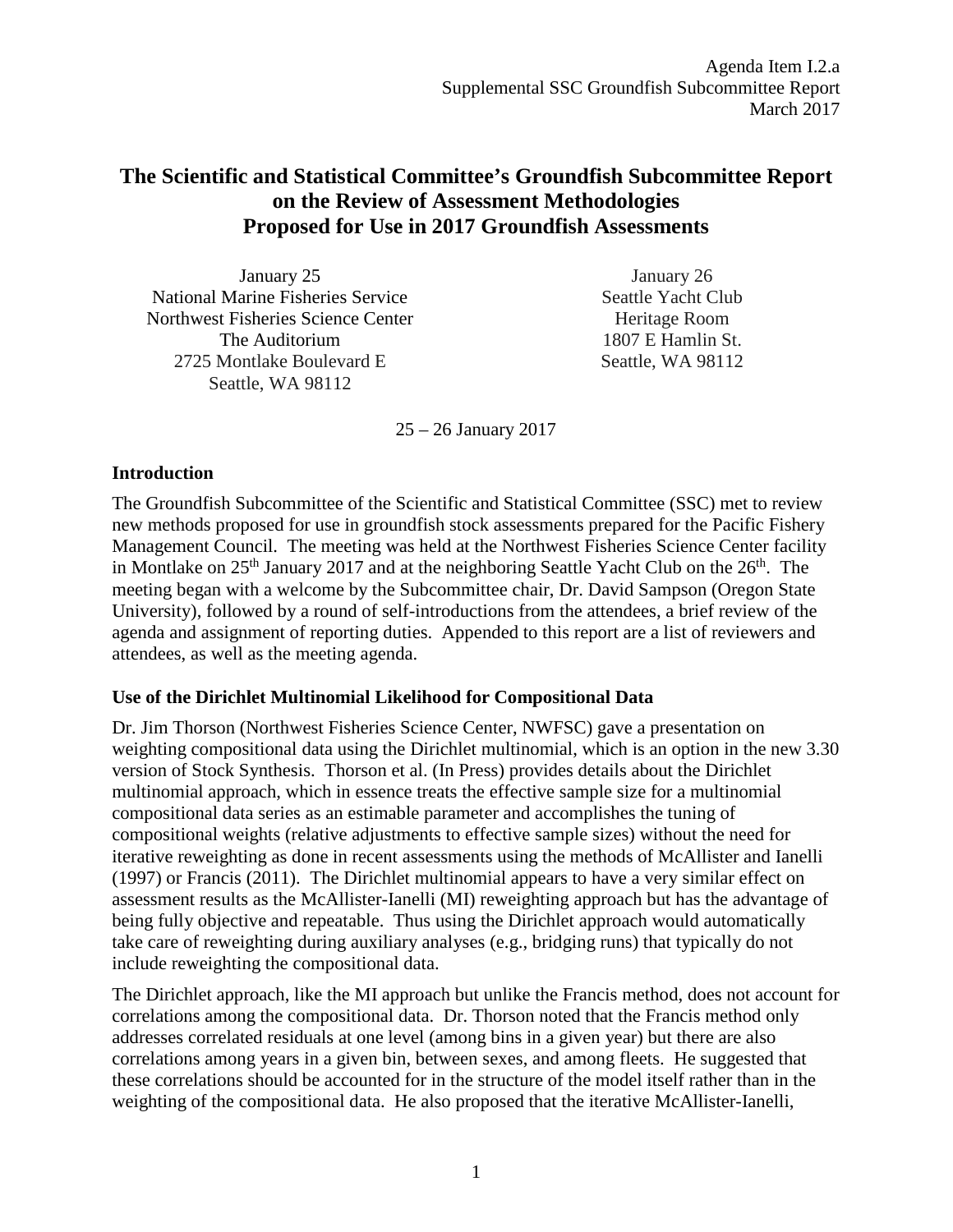Agenda Item I.2.a
Supplemental SSC Groundfish Subcommittee Report
March 2017

# The Scientific and Statistical Committee's Groundfish Subcommittee Report on the Review of Assessment Methodologies Proposed for Use in 2017 Groundfish Assessments

January 25
National Marine Fisheries Service
Northwest Fisheries Science Center
The Auditorium
2725 Montlake Boulevard E
Seattle, WA 98112

January 26
Seattle Yacht Club
Heritage Room
1807 E Hamlin St.
Seattle, WA 98112

25 – 26 January 2017

## Introduction

The Groundfish Subcommittee of the Scientific and Statistical Committee (SSC) met to review new methods proposed for use in groundfish stock assessments prepared for the Pacific Fishery Management Council. The meeting was held at the Northwest Fisheries Science Center facility in Montlake on 25th January 2017 and at the neighboring Seattle Yacht Club on the 26th. The meeting began with a welcome by the Subcommittee chair, Dr. David Sampson (Oregon State University), followed by a round of self-introductions from the attendees, a brief review of the agenda and assignment of reporting duties. Appended to this report are a list of reviewers and attendees, as well as the meeting agenda.

## Use of the Dirichlet Multinomial Likelihood for Compositional Data

Dr. Jim Thorson (Northwest Fisheries Science Center, NWFSC) gave a presentation on weighting compositional data using the Dirichlet multinomial, which is an option in the new 3.30 version of Stock Synthesis. Thorson et al. (In Press) provides details about the Dirichlet multinomial approach, which in essence treats the effective sample size for a multinomial compositional data series as an estimable parameter and accomplishes the tuning of compositional weights (relative adjustments to effective sample sizes) without the need for iterative reweighting as done in recent assessments using the methods of McAllister and Ianelli (1997) or Francis (2011). The Dirichlet multinomial appears to have a very similar effect on assessment results as the McAllister-Ianelli (MI) reweighting approach but has the advantage of being fully objective and repeatable. Thus using the Dirichlet approach would automatically take care of reweighting during auxiliary analyses (e.g., bridging runs) that typically do not include reweighting the compositional data.

The Dirichlet approach, like the MI approach but unlike the Francis method, does not account for correlations among the compositional data. Dr. Thorson noted that the Francis method only addresses correlated residuals at one level (among bins in a given year) but there are also correlations among years in a given bin, between sexes, and among fleets. He suggested that these correlations should be accounted for in the structure of the model itself rather than in the weighting of the compositional data. He also proposed that the iterative McAllister-Ianelli,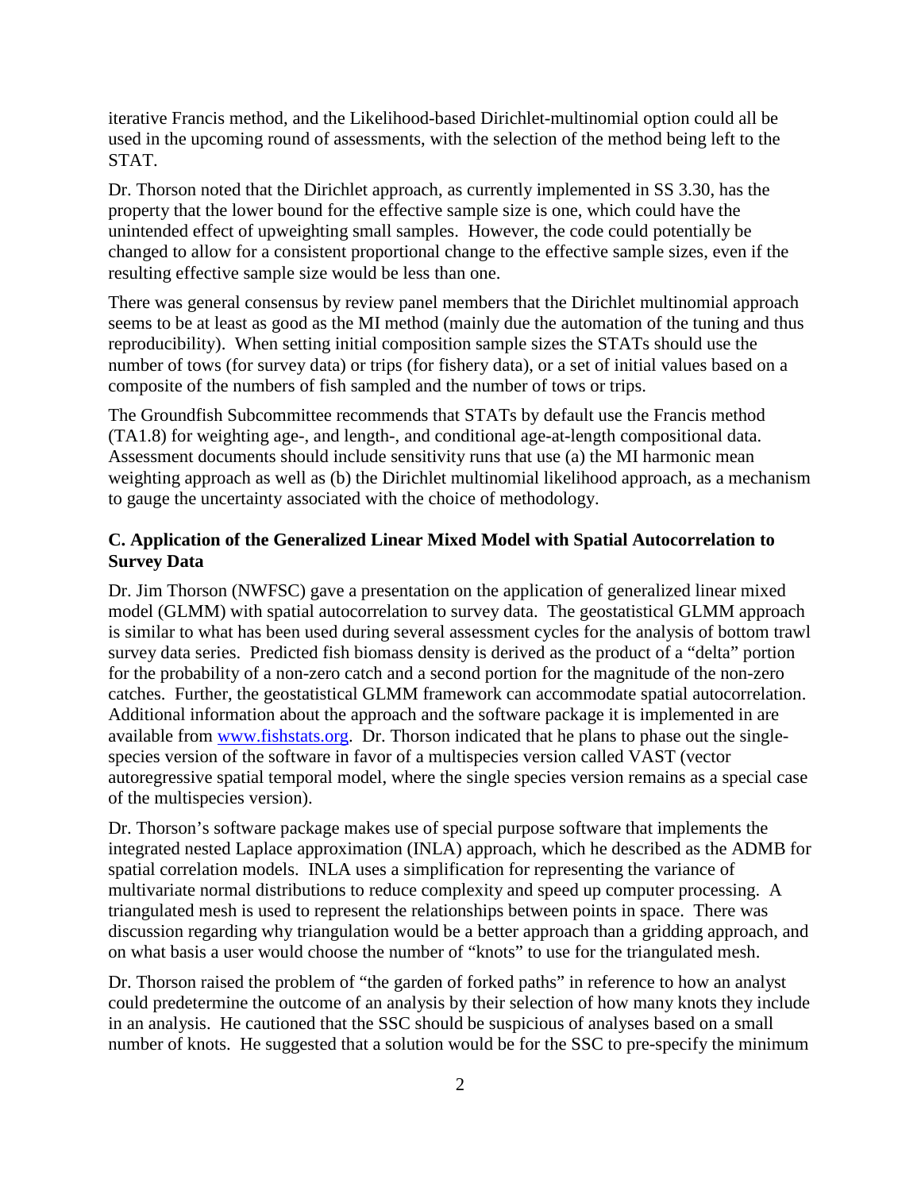iterative Francis method, and the Likelihood-based Dirichlet-multinomial option could all be used in the upcoming round of assessments, with the selection of the method being left to the STAT.

Dr. Thorson noted that the Dirichlet approach, as currently implemented in SS 3.30, has the property that the lower bound for the effective sample size is one, which could have the unintended effect of upweighting small samples. However, the code could potentially be changed to allow for a consistent proportional change to the effective sample sizes, even if the resulting effective sample size would be less than one.

There was general consensus by review panel members that the Dirichlet multinomial approach seems to be at least as good as the MI method (mainly due the automation of the tuning and thus reproducibility). When setting initial composition sample sizes the STATs should use the number of tows (for survey data) or trips (for fishery data), or a set of initial values based on a composite of the numbers of fish sampled and the number of tows or trips.

The Groundfish Subcommittee recommends that STATs by default use the Francis method (TA1.8) for weighting age-, and length-, and conditional age-at-length compositional data. Assessment documents should include sensitivity runs that use (a) the MI harmonic mean weighting approach as well as (b) the Dirichlet multinomial likelihood approach, as a mechanism to gauge the uncertainty associated with the choice of methodology.

### C. Application of the Generalized Linear Mixed Model with Spatial Autocorrelation to Survey Data

Dr. Jim Thorson (NWFSC) gave a presentation on the application of generalized linear mixed model (GLMM) with spatial autocorrelation to survey data. The geostatistical GLMM approach is similar to what has been used during several assessment cycles for the analysis of bottom trawl survey data series. Predicted fish biomass density is derived as the product of a "delta" portion for the probability of a non-zero catch and a second portion for the magnitude of the non-zero catches. Further, the geostatistical GLMM framework can accommodate spatial autocorrelation. Additional information about the approach and the software package it is implemented in are available from [www.fishstats.org](http://www.fishstats.org). Dr. Thorson indicated that he plans to phase out the single-species version of the software in favor of a multispecies version called VAST (vector autoregressive spatial temporal model, where the single species version remains as a special case of the multispecies version).

Dr. Thorson's software package makes use of special purpose software that implements the integrated nested Laplace approximation (INLA) approach, which he described as the ADMB for spatial correlation models. INLA uses a simplification for representing the variance of multivariate normal distributions to reduce complexity and speed up computer processing. A triangulated mesh is used to represent the relationships between points in space. There was discussion regarding why triangulation would be a better approach than a gridding approach, and on what basis a user would choose the number of "knots" to use for the triangulated mesh.

Dr. Thorson raised the problem of "the garden of forked paths" in reference to how an analyst could predetermine the outcome of an analysis by their selection of how many knots they include in an analysis. He cautioned that the SSC should be suspicious of analyses based on a small number of knots. He suggested that a solution would be for the SSC to pre-specify the minimum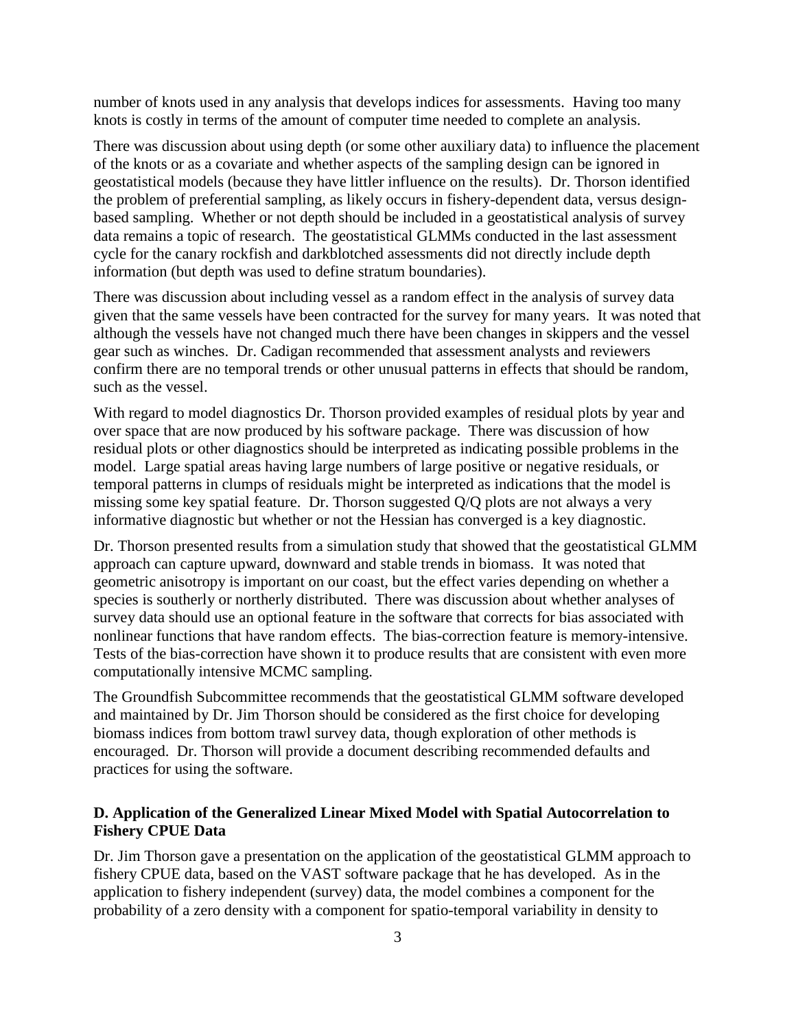number of knots used in any analysis that develops indices for assessments. Having too many knots is costly in terms of the amount of computer time needed to complete an analysis.

There was discussion about using depth (or some other auxiliary data) to influence the placement of the knots or as a covariate and whether aspects of the sampling design can be ignored in geostatistical models (because they have littler influence on the results). Dr. Thorson identified the problem of preferential sampling, as likely occurs in fishery-dependent data, versus design-based sampling. Whether or not depth should be included in a geostatistical analysis of survey data remains a topic of research. The geostatistical GLMMs conducted in the last assessment cycle for the canary rockfish and darkblotched assessments did not directly include depth information (but depth was used to define stratum boundaries).

There was discussion about including vessel as a random effect in the analysis of survey data given that the same vessels have been contracted for the survey for many years. It was noted that although the vessels have not changed much there have been changes in skippers and the vessel gear such as winches. Dr. Cadigan recommended that assessment analysts and reviewers confirm there are no temporal trends or other unusual patterns in effects that should be random, such as the vessel.

With regard to model diagnostics Dr. Thorson provided examples of residual plots by year and over space that are now produced by his software package. There was discussion of how residual plots or other diagnostics should be interpreted as indicating possible problems in the model. Large spatial areas having large numbers of large positive or negative residuals, or temporal patterns in clumps of residuals might be interpreted as indications that the model is missing some key spatial feature. Dr. Thorson suggested Q/Q plots are not always a very informative diagnostic but whether or not the Hessian has converged is a key diagnostic.

Dr. Thorson presented results from a simulation study that showed that the geostatistical GLMM approach can capture upward, downward and stable trends in biomass. It was noted that geometric anisotropy is important on our coast, but the effect varies depending on whether a species is southerly or northerly distributed. There was discussion about whether analyses of survey data should use an optional feature in the software that corrects for bias associated with nonlinear functions that have random effects. The bias-correction feature is memory-intensive. Tests of the bias-correction have shown it to produce results that are consistent with even more computationally intensive MCMC sampling.

The Groundfish Subcommittee recommends that the geostatistical GLMM software developed and maintained by Dr. Jim Thorson should be considered as the first choice for developing biomass indices from bottom trawl survey data, though exploration of other methods is encouraged. Dr. Thorson will provide a document describing recommended defaults and practices for using the software.

## D. Application of the Generalized Linear Mixed Model with Spatial Autocorrelation to Fishery CPUE Data

Dr. Jim Thorson gave a presentation on the application of the geostatistical GLMM approach to fishery CPUE data, based on the VAST software package that he has developed. As in the application to fishery independent (survey) data, the model combines a component for the probability of a zero density with a component for spatio-temporal variability in density to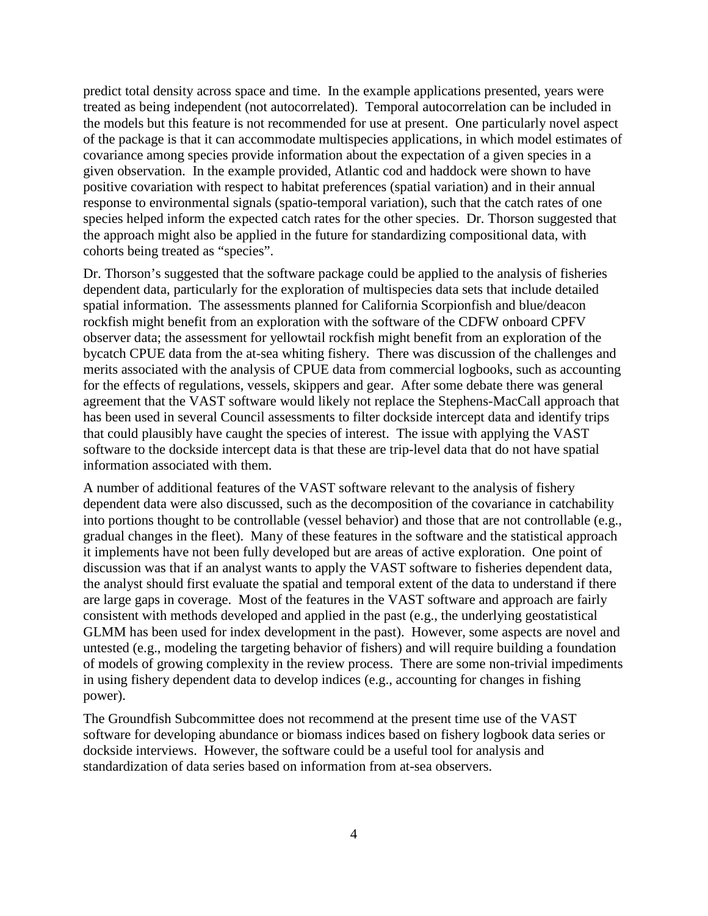predict total density across space and time. In the example applications presented, years were treated as being independent (not autocorrelated). Temporal autocorrelation can be included in the models but this feature is not recommended for use at present. One particularly novel aspect of the package is that it can accommodate multispecies applications, in which model estimates of covariance among species provide information about the expectation of a given species in a given observation. In the example provided, Atlantic cod and haddock were shown to have positive covariation with respect to habitat preferences (spatial variation) and in their annual response to environmental signals (spatio-temporal variation), such that the catch rates of one species helped inform the expected catch rates for the other species. Dr. Thorson suggested that the approach might also be applied in the future for standardizing compositional data, with cohorts being treated as "species".

Dr. Thorson's suggested that the software package could be applied to the analysis of fisheries dependent data, particularly for the exploration of multispecies data sets that include detailed spatial information. The assessments planned for California Scorpionfish and blue/deacon rockfish might benefit from an exploration with the software of the CDFW onboard CPFV observer data; the assessment for yellowtail rockfish might benefit from an exploration of the bycatch CPUE data from the at-sea whiting fishery. There was discussion of the challenges and merits associated with the analysis of CPUE data from commercial logbooks, such as accounting for the effects of regulations, vessels, skippers and gear. After some debate there was general agreement that the VAST software would likely not replace the Stephens-MacCall approach that has been used in several Council assessments to filter dockside intercept data and identify trips that could plausibly have caught the species of interest. The issue with applying the VAST software to the dockside intercept data is that these are trip-level data that do not have spatial information associated with them.

A number of additional features of the VAST software relevant to the analysis of fishery dependent data were also discussed, such as the decomposition of the covariance in catchability into portions thought to be controllable (vessel behavior) and those that are not controllable (e.g., gradual changes in the fleet). Many of these features in the software and the statistical approach it implements have not been fully developed but are areas of active exploration. One point of discussion was that if an analyst wants to apply the VAST software to fisheries dependent data, the analyst should first evaluate the spatial and temporal extent of the data to understand if there are large gaps in coverage. Most of the features in the VAST software and approach are fairly consistent with methods developed and applied in the past (e.g., the underlying geostatistical GLMM has been used for index development in the past). However, some aspects are novel and untested (e.g., modeling the targeting behavior of fishers) and will require building a foundation of models of growing complexity in the review process. There are some non-trivial impediments in using fishery dependent data to develop indices (e.g., accounting for changes in fishing power).

The Groundfish Subcommittee does not recommend at the present time use of the VAST software for developing abundance or biomass indices based on fishery logbook data series or dockside interviews. However, the software could be a useful tool for analysis and standardization of data series based on information from at-sea observers.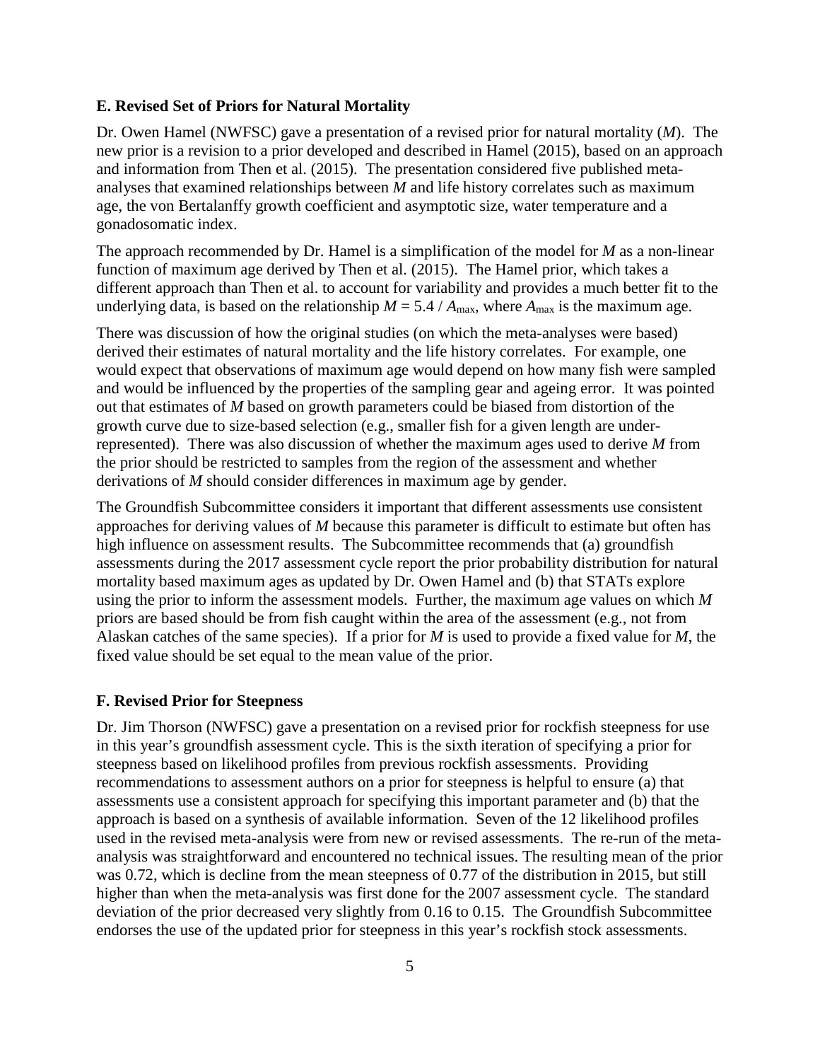### E. Revised Set of Priors for Natural Mortality

Dr. Owen Hamel (NWFSC) gave a presentation of a revised prior for natural mortality ($M$). The new prior is a revision to a prior developed and described in Hamel (2015), based on an approach and information from Then et al. (2015). The presentation considered five published meta-analyses that examined relationships between $M$ and life history correlates such as maximum age, the von Bertalanffy growth coefficient and asymptotic size, water temperature and a gonadosomatic index.

The approach recommended by Dr. Hamel is a simplification of the model for $M$ as a non-linear function of maximum age derived by Then et al. (2015). The Hamel prior, which takes a different approach than Then et al. to account for variability and provides a much better fit to the underlying data, is based on the relationship $M = 5.4 / A_{max}$, where $A_{max}$ is the maximum age.

There was discussion of how the original studies (on which the meta-analyses were based) derived their estimates of natural mortality and the life history correlates. For example, one would expect that observations of maximum age would depend on how many fish were sampled and would be influenced by the properties of the sampling gear and ageing error. It was pointed out that estimates of $M$ based on growth parameters could be biased from distortion of the growth curve due to size-based selection (e.g., smaller fish for a given length are under-represented). There was also discussion of whether the maximum ages used to derive $M$ from the prior should be restricted to samples from the region of the assessment and whether derivations of $M$ should consider differences in maximum age by gender.

The Groundfish Subcommittee considers it important that different assessments use consistent approaches for deriving values of $M$ because this parameter is difficult to estimate but often has high influence on assessment results. The Subcommittee recommends that (a) groundfish assessments during the 2017 assessment cycle report the prior probability distribution for natural mortality based maximum ages as updated by Dr. Owen Hamel and (b) that STATs explore using the prior to inform the assessment models. Further, the maximum age values on which $M$ priors are based should be from fish caught within the area of the assessment (e.g., not from Alaskan catches of the same species). If a prior for $M$ is used to provide a fixed value for $M$, the fixed value should be set equal to the mean value of the prior.

### F. Revised Prior for Steepness

Dr. Jim Thorson (NWFSC) gave a presentation on a revised prior for rockfish steepness for use in this year's groundfish assessment cycle. This is the sixth iteration of specifying a prior for steepness based on likelihood profiles from previous rockfish assessments. Providing recommendations to assessment authors on a prior for steepness is helpful to ensure (a) that assessments use a consistent approach for specifying this important parameter and (b) that the approach is based on a synthesis of available information. Seven of the 12 likelihood profiles used in the revised meta-analysis were from new or revised assessments. The re-run of the meta-analysis was straightforward and encountered no technical issues. The resulting mean of the prior was 0.72, which is decline from the mean steepness of 0.77 of the distribution in 2015, but still higher than when the meta-analysis was first done for the 2007 assessment cycle. The standard deviation of the prior decreased very slightly from 0.16 to 0.15. The Groundfish Subcommittee endorses the use of the updated prior for steepness in this year's rockfish stock assessments.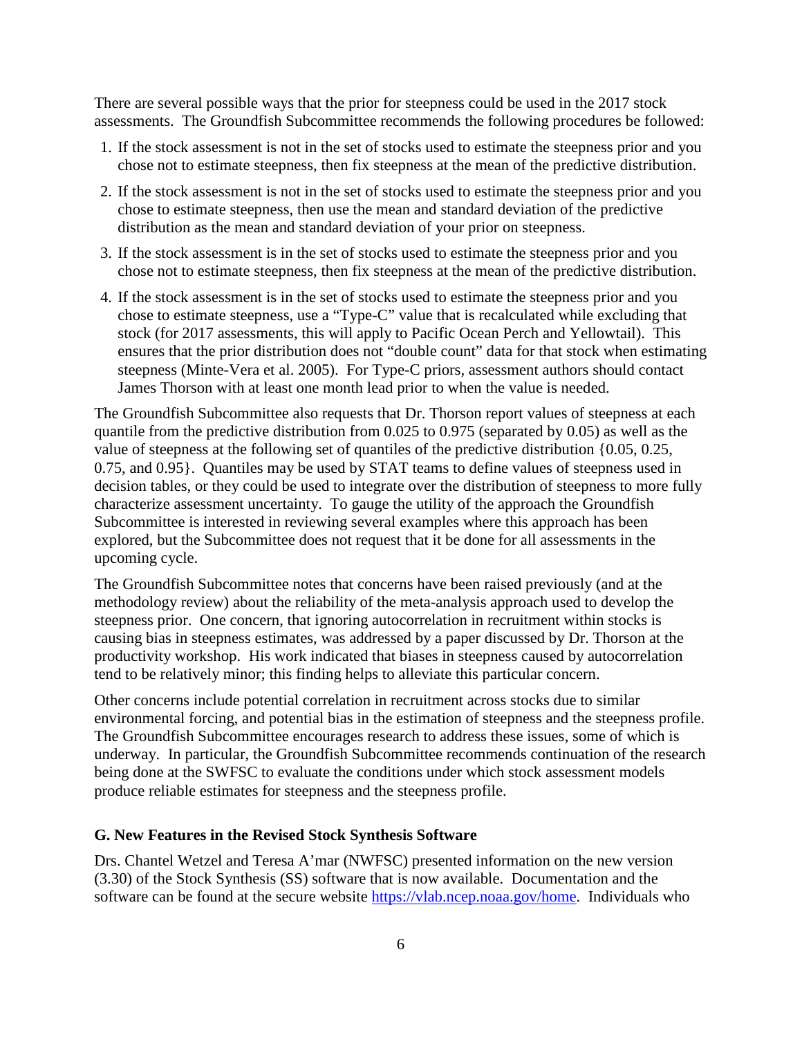There are several possible ways that the prior for steepness could be used in the 2017 stock assessments. The Groundfish Subcommittee recommends the following procedures be followed:

1. If the stock assessment is not in the set of stocks used to estimate the steepness prior and you chose not to estimate steepness, then fix steepness at the mean of the predictive distribution.
2. If the stock assessment is not in the set of stocks used to estimate the steepness prior and you chose to estimate steepness, then use the mean and standard deviation of the predictive distribution as the mean and standard deviation of your prior on steepness.
3. If the stock assessment is in the set of stocks used to estimate the steepness prior and you chose not to estimate steepness, then fix steepness at the mean of the predictive distribution.
4. If the stock assessment is in the set of stocks used to estimate the steepness prior and you chose to estimate steepness, use a "Type-C" value that is recalculated while excluding that stock (for 2017 assessments, this will apply to Pacific Ocean Perch and Yellowtail). This ensures that the prior distribution does not "double count" data for that stock when estimating steepness (Minte-Vera et al. 2005). For Type-C priors, assessment authors should contact James Thorson with at least one month lead prior to when the value is needed.

The Groundfish Subcommittee also requests that Dr. Thorson report values of steepness at each quantile from the predictive distribution from 0.025 to 0.975 (separated by 0.05) as well as the value of steepness at the following set of quantiles of the predictive distribution {0.05, 0.25, 0.75, and 0.95}. Quantiles may be used by STAT teams to define values of steepness used in decision tables, or they could be used to integrate over the distribution of steepness to more fully characterize assessment uncertainty. To gauge the utility of the approach the Groundfish Subcommittee is interested in reviewing several examples where this approach has been explored, but the Subcommittee does not request that it be done for all assessments in the upcoming cycle.

The Groundfish Subcommittee notes that concerns have been raised previously (and at the methodology review) about the reliability of the meta-analysis approach used to develop the steepness prior. One concern, that ignoring autocorrelation in recruitment within stocks is causing bias in steepness estimates, was addressed by a paper discussed by Dr. Thorson at the productivity workshop. His work indicated that biases in steepness caused by autocorrelation tend to be relatively minor; this finding helps to alleviate this particular concern.

Other concerns include potential correlation in recruitment across stocks due to similar environmental forcing, and potential bias in the estimation of steepness and the steepness profile. The Groundfish Subcommittee encourages research to address these issues, some of which is underway. In particular, the Groundfish Subcommittee recommends continuation of the research being done at the SWFSC to evaluate the conditions under which stock assessment models produce reliable estimates for steepness and the steepness profile.

## G. New Features in the Revised Stock Synthesis Software

Drs. Chantel Wetzel and Teresa A'mar (NWFSC) presented information on the new version (3.30) of the Stock Synthesis (SS) software that is now available. Documentation and the software can be found at the secure website https://vlab.ncep.noaa.gov/home. Individuals who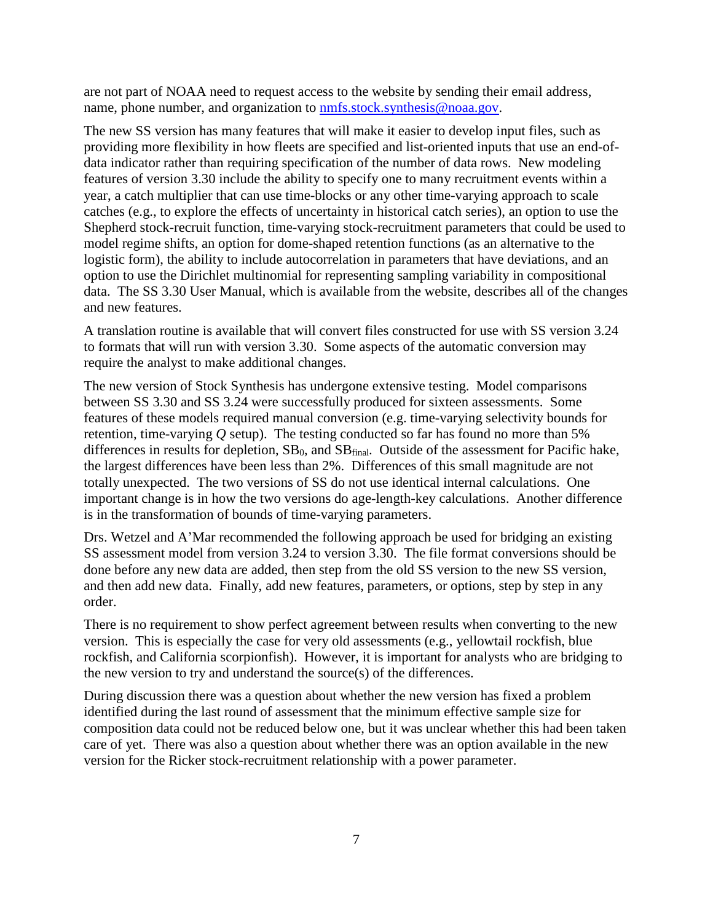are not part of NOAA need to request access to the website by sending their email address, name, phone number, and organization to [nmfs.stock.synthesis@noaa.gov](mailto:nmfs.stock.synthesis@noaa.gov).

The new SS version has many features that will make it easier to develop input files, such as providing more flexibility in how fleets are specified and list-oriented inputs that use an end-of-data indicator rather than requiring specification of the number of data rows. New modeling features of version 3.30 include the ability to specify one to many recruitment events within a year, a catch multiplier that can use time-blocks or any other time-varying approach to scale catches (e.g., to explore the effects of uncertainty in historical catch series), an option to use the Shepherd stock-recruit function, time-varying stock-recruitment parameters that could be used to model regime shifts, an option for dome-shaped retention functions (as an alternative to the logistic form), the ability to include autocorrelation in parameters that have deviations, and an option to use the Dirichlet multinomial for representing sampling variability in compositional data. The SS 3.30 User Manual, which is available from the website, describes all of the changes and new features.

A translation routine is available that will convert files constructed for use with SS version 3.24 to formats that will run with version 3.30. Some aspects of the automatic conversion may require the analyst to make additional changes.

The new version of Stock Synthesis has undergone extensive testing. Model comparisons between SS 3.30 and SS 3.24 were successfully produced for sixteen assessments. Some features of these models required manual conversion (e.g. time-varying selectivity bounds for retention, time-varying *Q* setup). The testing conducted so far has found no more than 5% differences in results for depletion, $SB_0$, and $SB_{final}$. Outside of the assessment for Pacific hake, the largest differences have been less than 2%. Differences of this small magnitude are not totally unexpected. The two versions of SS do not use identical internal calculations. One important change is in how the two versions do age-length-key calculations. Another difference is in the transformation of bounds of time-varying parameters.

Drs. Wetzel and A'Mar recommended the following approach be used for bridging an existing SS assessment model from version 3.24 to version 3.30. The file format conversions should be done before any new data are added, then step from the old SS version to the new SS version, and then add new data. Finally, add new features, parameters, or options, step by step in any order.

There is no requirement to show perfect agreement between results when converting to the new version. This is especially the case for very old assessments (e.g., yellowtail rockfish, blue rockfish, and California scorpionfish). However, it is important for analysts who are bridging to the new version to try and understand the source(s) of the differences.

During discussion there was a question about whether the new version has fixed a problem identified during the last round of assessment that the minimum effective sample size for composition data could not be reduced below one, but it was unclear whether this had been taken care of yet. There was also a question about whether there was an option available in the new version for the Ricker stock-recruitment relationship with a power parameter.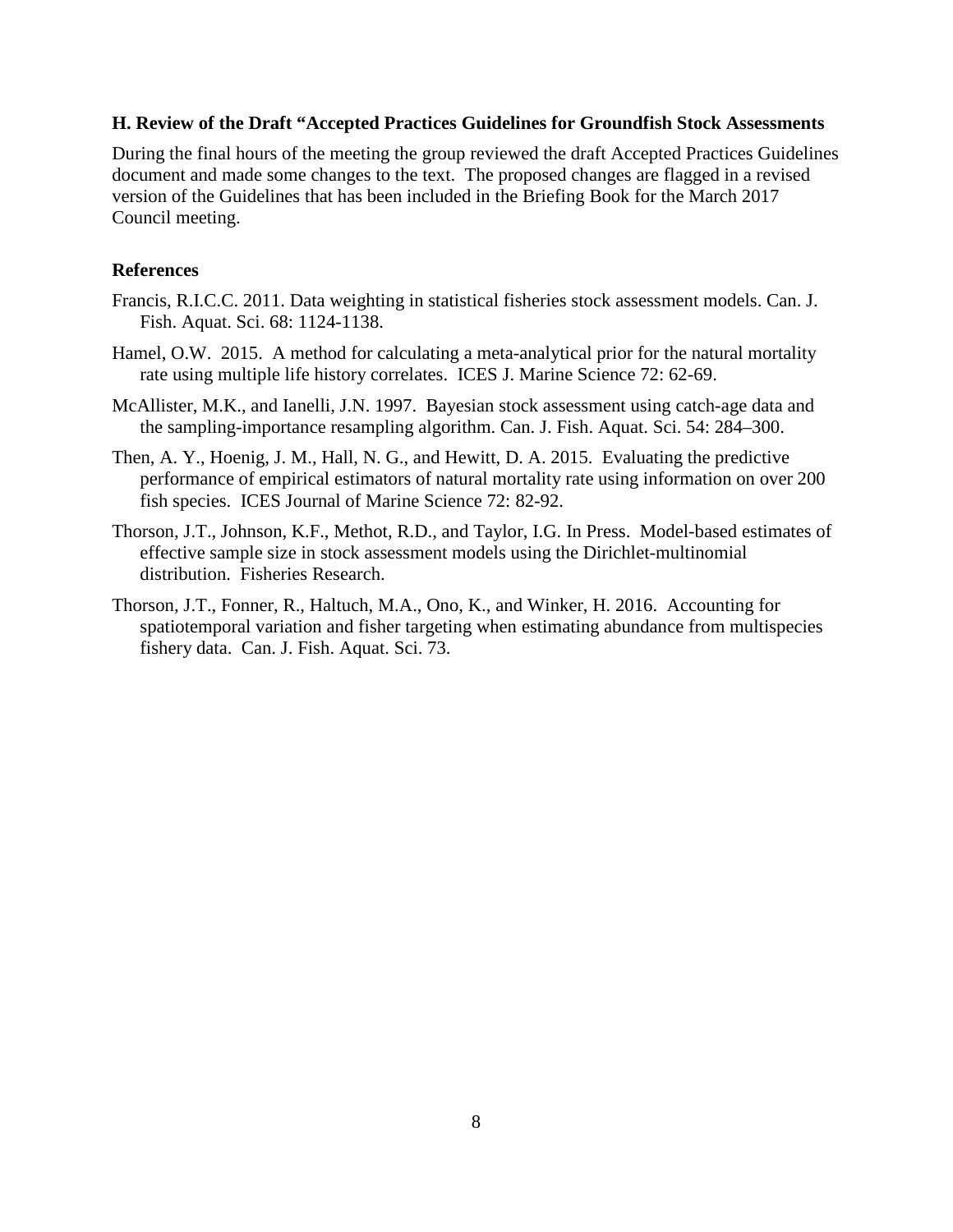### H. Review of the Draft "Accepted Practices Guidelines for Groundfish Stock Assessments

During the final hours of the meeting the group reviewed the draft Accepted Practices Guidelines document and made some changes to the text. The proposed changes are flagged in a revised version of the Guidelines that has been included in the Briefing Book for the March 2017 Council meeting.

### References

Francis, R.I.C.C. 2011. Data weighting in statistical fisheries stock assessment models. Can. J. Fish. Aquat. Sci. 68: 1124-1138.

Hamel, O.W. 2015. A method for calculating a meta-analytical prior for the natural mortality rate using multiple life history correlates. ICES J. Marine Science 72: 62-69.

McAllister, M.K., and Ianelli, J.N. 1997. Bayesian stock assessment using catch-age data and the sampling-importance resampling algorithm. Can. J. Fish. Aquat. Sci. 54: 284–300.

Then, A. Y., Hoenig, J. M., Hall, N. G., and Hewitt, D. A. 2015. Evaluating the predictive performance of empirical estimators of natural mortality rate using information on over 200 fish species. ICES Journal of Marine Science 72: 82-92.

Thorson, J.T., Johnson, K.F., Methot, R.D., and Taylor, I.G. In Press. Model-based estimates of effective sample size in stock assessment models using the Dirichlet-multinomial distribution. Fisheries Research.

Thorson, J.T., Fonner, R., Haltuch, M.A., Ono, K., and Winker, H. 2016. Accounting for spatiotemporal variation and fisher targeting when estimating abundance from multispecies fishery data. Can. J. Fish. Aquat. Sci. 73.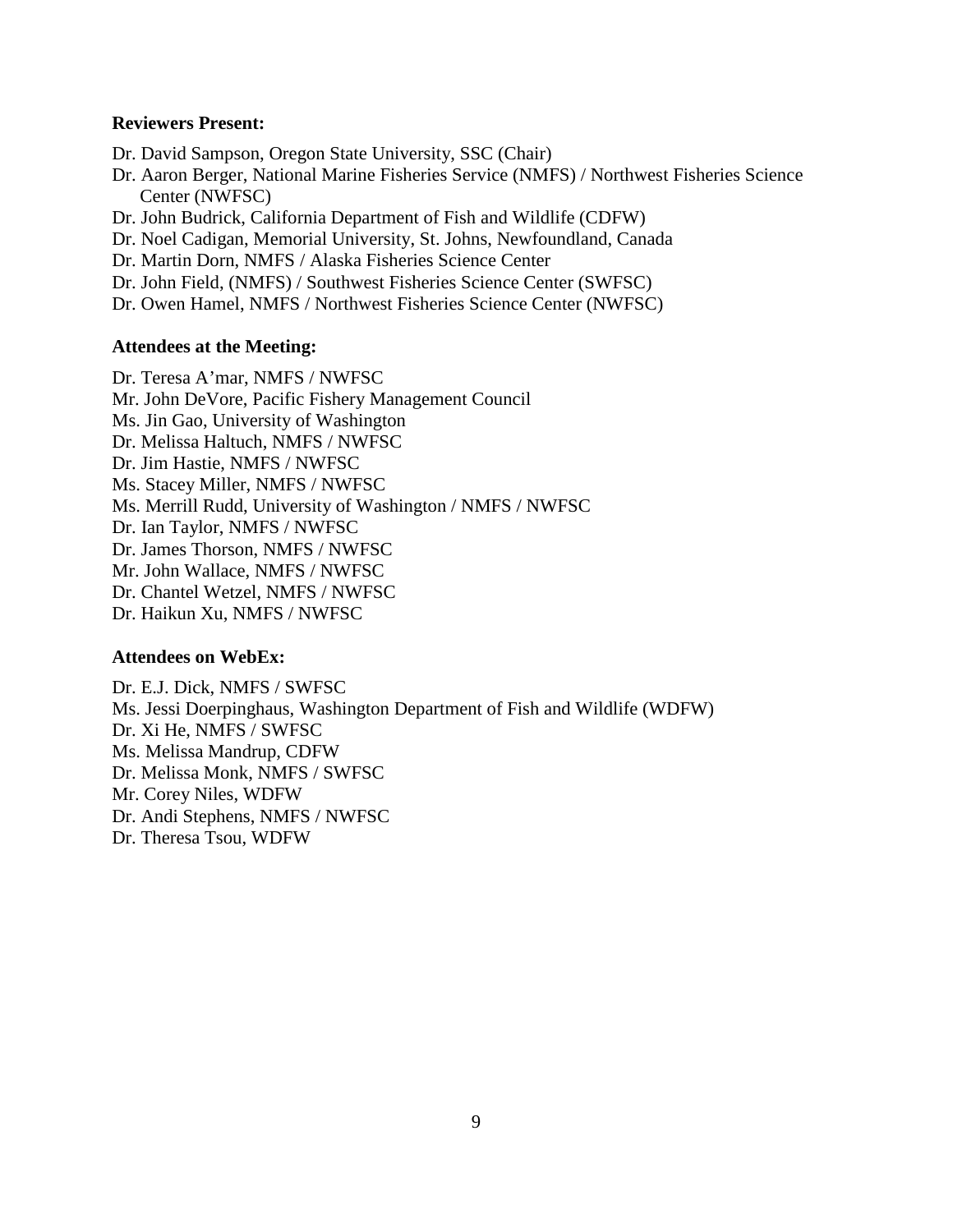**Reviewers Present:**

Dr. David Sampson, Oregon State University, SSC (Chair)
Dr. Aaron Berger, National Marine Fisheries Service (NMFS) / Northwest Fisheries Science Center (NWFSC)
Dr. John Budrick, California Department of Fish and Wildlife (CDFW)
Dr. Noel Cadigan, Memorial University, St. Johns, Newfoundland, Canada
Dr. Martin Dorn, NMFS / Alaska Fisheries Science Center
Dr. John Field, (NMFS) / Southwest Fisheries Science Center (SWFSC)
Dr. Owen Hamel, NMFS / Northwest Fisheries Science Center (NWFSC)

**Attendees at the Meeting:**

Dr. Teresa A'mar, NMFS / NWFSC
Mr. John DeVore, Pacific Fishery Management Council
Ms. Jin Gao, University of Washington
Dr. Melissa Haltuch, NMFS / NWFSC
Dr. Jim Hastie, NMFS / NWFSC
Ms. Stacey Miller, NMFS / NWFSC
Ms. Merrill Rudd, University of Washington / NMFS / NWFSC
Dr. Ian Taylor, NMFS / NWFSC
Dr. James Thorson, NMFS / NWFSC
Mr. John Wallace, NMFS / NWFSC
Dr. Chantel Wetzel, NMFS / NWFSC
Dr. Haikun Xu, NMFS / NWFSC

**Attendees on WebEx:**

Dr. E.J. Dick, NMFS / SWFSC
Ms. Jessi Doerpinghaus, Washington Department of Fish and Wildlife (WDFW)
Dr. Xi He, NMFS / SWFSC
Ms. Melissa Mandrup, CDFW
Dr. Melissa Monk, NMFS / SWFSC
Mr. Corey Niles, WDFW
Dr. Andi Stephens, NMFS / NWFSC
Dr. Theresa Tsou, WDFW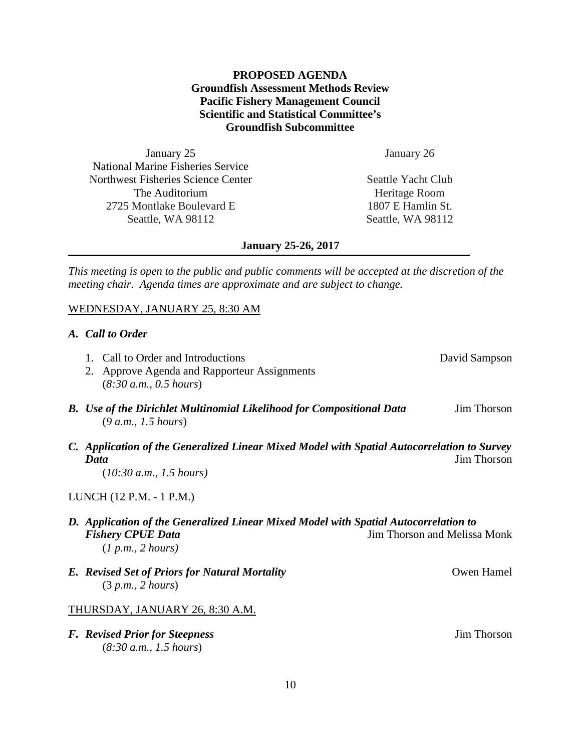**PROPOSED AGENDA**
**Groundfish Assessment Methods Review**
**Pacific Fishery Management Council**
**Scientific and Statistical Committee's**
**Groundfish Subcommittee**

| January 25 | January 26 |
| --- | --- |
| National Marine Fisheries Service | |
| Northwest Fisheries Science Center | Seattle Yacht Club |
| The Auditorium | Heritage Room |
| 2725 Montlake Boulevard E | 1807 E Hamlin St. |
| Seattle, WA 98112 | Seattle, WA 98112 |

**January 25-26, 2017**

*This meeting is open to the public and public comments will be accepted at the discretion of the meeting chair. Agenda times are approximate and are subject to change.*

WEDNESDAY, JANUARY 25, 8:30 AM

***A. Call to Order***

1. Call to Order and Introductions — David Sampson
2. Approve Agenda and Rapporteur Assignments
   (*8:30 a.m., 0.5 hours*)

***B. Use of the Dirichlet Multinomial Likelihood for Compositional Data*** — Jim Thorson
(*9 a.m., 1.5 hours*)

***C. Application of the Generalized Linear Mixed Model with Spatial Autocorrelation to Survey Data*** — Jim Thorson
(*10:30 a.m., 1.5 hours)*

LUNCH (12 P.M. - 1 P.M.)

***D. Application of the Generalized Linear Mixed Model with Spatial Autocorrelation to Fishery CPUE Data*** — Jim Thorson and Melissa Monk
(*1 p.m., 2 hours)*

***E. Revised Set of Priors for Natural Mortality*** — Owen Hamel
(3 *p.m., 2 hours*)

THURSDAY, JANUARY 26, 8:30 A.M.

***F. Revised Prior for Steepness*** — Jim Thorson
(*8:30 a.m., 1.5 hours*)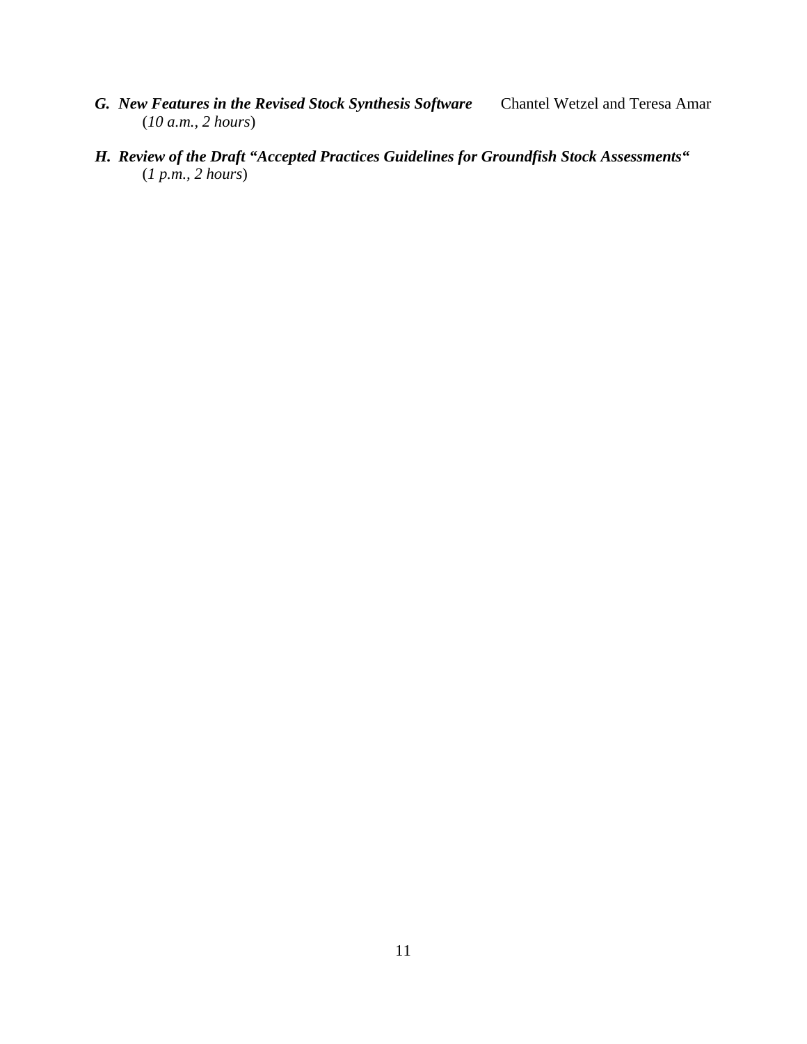***G. New Features in the Revised Stock Synthesis Software*** Chantel Wetzel and Teresa Amar
(*10 a.m., 2 hours*)

***H. Review of the Draft "Accepted Practices Guidelines for Groundfish Stock Assessments"***
(*1 p.m., 2 hours*)